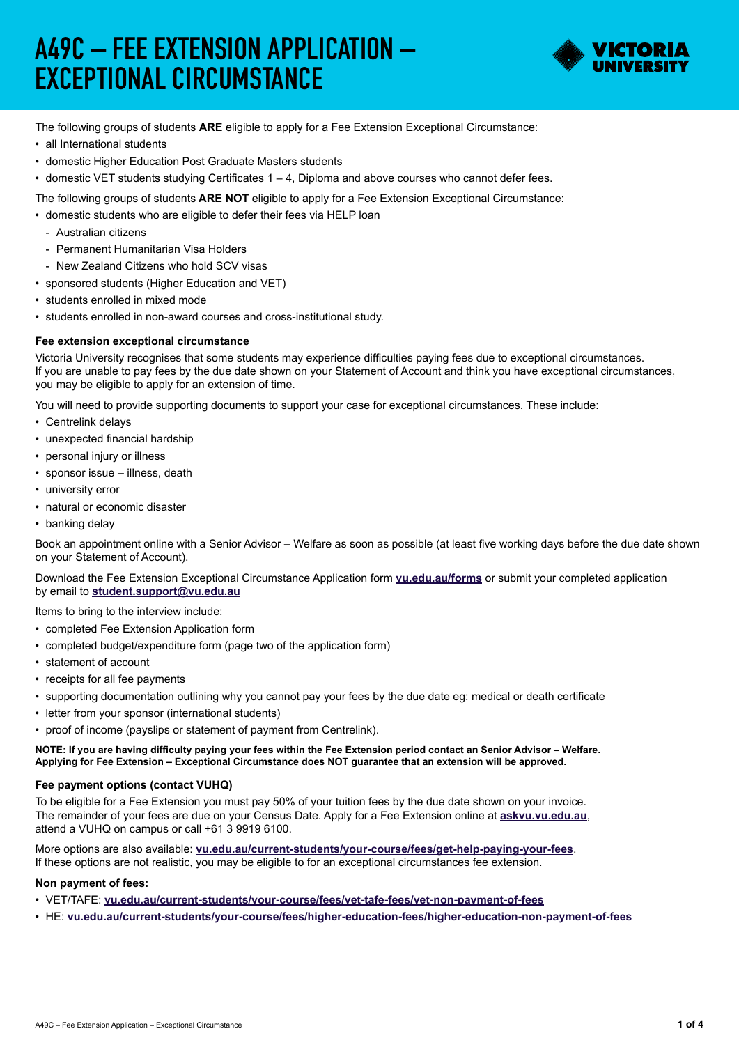# A49C – FEE EXTENSION APPLICATION – EXCEPTIONAL CIRCUMSTANCE

The following groups of students **ARE** eligible to apply for a Fee Extension Exceptional Circumstance:

- all International students
- domestic Higher Education Post Graduate Masters students
- domestic VET students studying Certificates 1 – 4, Diploma and above courses who cannot defer fees.

The following groups of students **ARE NOT** eligible to apply for a Fee Extension Exceptional Circumstance:

- domestic students who are eligible to defer their fees via HELP loan
  - Australian citizens
  - Permanent Humanitarian Visa Holders
  - New Zealand Citizens who hold SCV visas
- sponsored students (Higher Education and VET)
- students enrolled in mixed mode
- students enrolled in non-award courses and cross-institutional study.

### Fee extension exceptional circumstance

Victoria University recognises that some students may experience difficulties paying fees due to exceptional circumstances. If you are unable to pay fees by the due date shown on your Statement of Account and think you have exceptional circumstances, you may be eligible to apply for an extension of time.

You will need to provide supporting documents to support your case for exceptional circumstances. These include:

- Centrelink delays
- unexpected financial hardship
- personal injury or illness
- sponsor issue – illness, death
- university error
- natural or economic disaster
- banking delay

Book an appointment online with a Senior Advisor – Welfare as soon as possible (at least five working days before the due date shown on your Statement of Account).

Download the Fee Extension Exceptional Circumstance Application form **vu.edu.au/forms** or submit your completed application by email to **student.support@vu.edu.au**

Items to bring to the interview include:

- completed Fee Extension Application form
- completed budget/expenditure form (page two of the application form)
- statement of account
- receipts for all fee payments
- supporting documentation outlining why you cannot pay your fees by the due date eg: medical or death certificate
- letter from your sponsor (international students)
- proof of income (payslips or statement of payment from Centrelink).

**NOTE: If you are having difficulty paying your fees within the Fee Extension period contact an Senior Advisor – Welfare. Applying for Fee Extension – Exceptional Circumstance does NOT guarantee that an extension will be approved.**

### Fee payment options (contact VUHQ)

To be eligible for a Fee Extension you must pay 50% of your tuition fees by the due date shown on your invoice. The remainder of your fees are due on your Census Date. Apply for a Fee Extension online at **askvu.vu.edu.au**, attend a VUHQ on campus or call +61 3 9919 6100.

More options are also available: **vu.edu.au/current-students/your-course/fees/get-help-paying-your-fees**. If these options are not realistic, you may be eligible to for an exceptional circumstances fee extension.

### Non payment of fees:

- VET/TAFE: **vu.edu.au/current-students/your-course/fees/vet-tafe-fees/vet-non-payment-of-fees**
- HE: **vu.edu.au/current-students/your-course/fees/higher-education-fees/higher-education-non-payment-of-fees**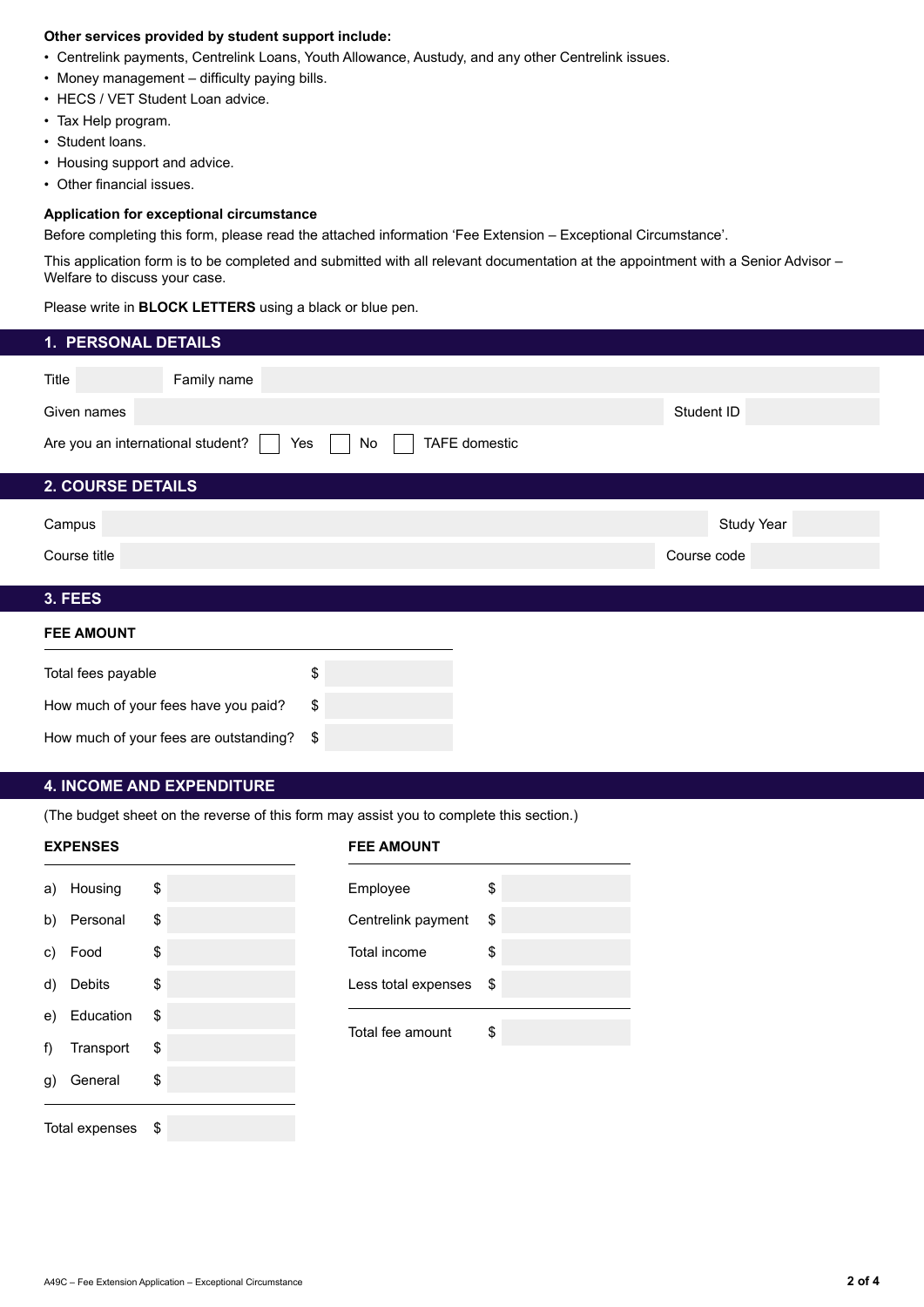**Other services provided by student support include:**

- Centrelink payments, Centrelink Loans, Youth Allowance, Austudy, and any other Centrelink issues.
- Money management – difficulty paying bills.
- HECS / VET Student Loan advice.
- Tax Help program.
- Student loans.
- Housing support and advice.
- Other financial issues.

**Application for exceptional circumstance**

Before completing this form, please read the attached information 'Fee Extension – Exceptional Circumstance'.

This application form is to be completed and submitted with all relevant documentation at the appointment with a Senior Advisor – Welfare to discuss your case.

Please write in **BLOCK LETTERS** using a black or blue pen.

## 1. PERSONAL DETAILS

Title ______ Family name ______

Given names ______ Student ID ______

Are you an international student? ☐ Yes ☐ No ☐ TAFE domestic

## 2. COURSE DETAILS

Campus ______ Study Year ______

Course title ______ Course code ______

## 3. FEES

**FEE AMOUNT**

| | |
|---|---|
| Total fees payable | $ |
| How much of your fees have you paid? | $ |
| How much of your fees are outstanding? | $ |

## 4. INCOME AND EXPENDITURE

(The budget sheet on the reverse of this form may assist you to complete this section.)

**EXPENSES**

| | |
|---|---|
| a) Housing | $ |
| b) Personal | $ |
| c) Food | $ |
| d) Debits | $ |
| e) Education | $ |
| f) Transport | $ |
| g) General | $ |
| Total expenses | $ |

**FEE AMOUNT**

| | |
|---|---|
| Employee | $ |
| Centrelink payment | $ |
| Total income | $ |
| Less total expenses | $ |
| Total fee amount | $ |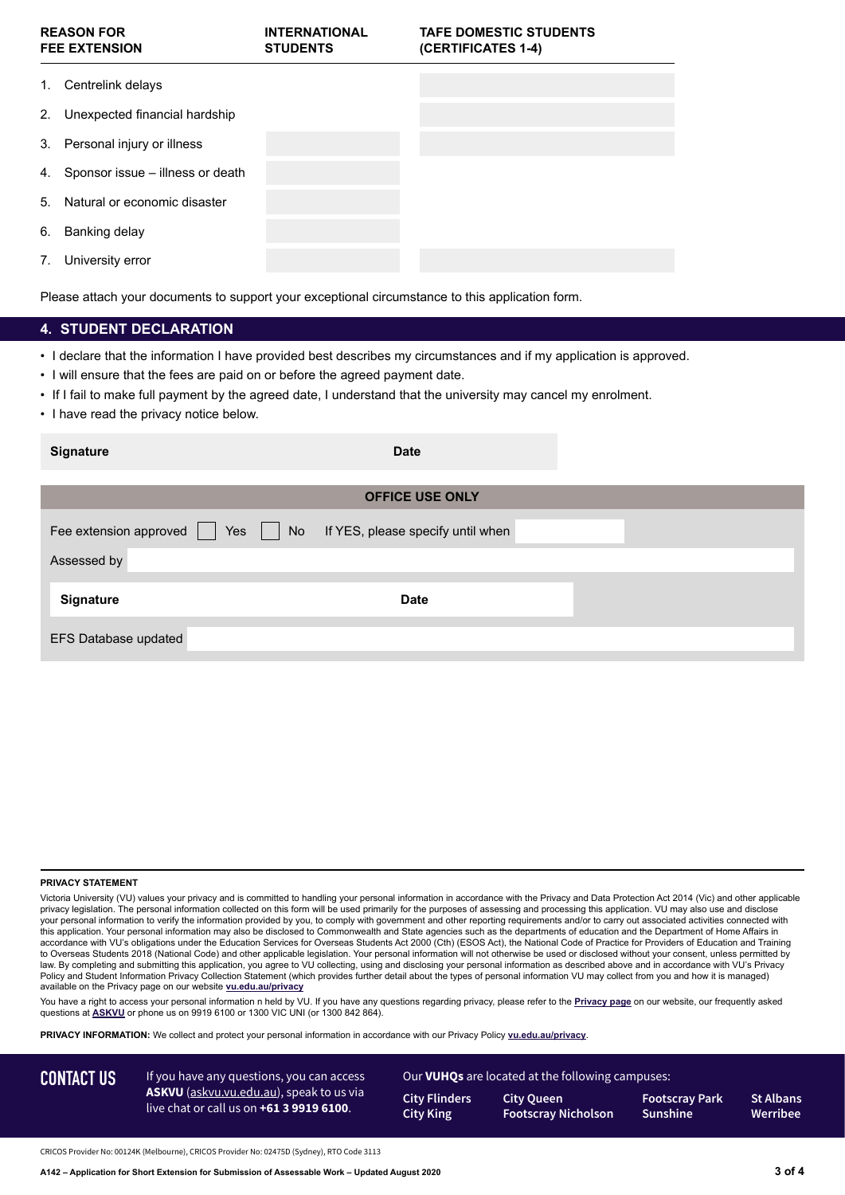| REASON FOR FEE EXTENSION | INTERNATIONAL STUDENTS | TAFE DOMESTIC STUDENTS (CERTIFICATES 1-4) |
|---|---|---|
| 1. Centrelink delays | | |
| 2. Unexpected financial hardship | | |
| 3. Personal injury or illness | | |
| 4. Sponsor issue – illness or death | | |
| 5. Natural or economic disaster | | |
| 6. Banking delay | | |
| 7. University error | | |

Please attach your documents to support your exceptional circumstance to this application form.

## 4. STUDENT DECLARATION

- I declare that the information I have provided best describes my circumstances and if my application is approved.
- I will ensure that the fees are paid on or before the agreed payment date.
- If I fail to make full payment by the agreed date, I understand that the university may cancel my enrolment.
- I have read the privacy notice below.

| **Signature** | **Date** |
|---|---|

**OFFICE USE ONLY**

Fee extension approved ☐ Yes ☐ No If YES, please specify until when

Assessed by

| **Signature** | **Date** |
|---|---|

EFS Database updated

**PRIVACY STATEMENT**

Victoria University (VU) values your privacy and is committed to handling your personal information in accordance with the Privacy and Data Protection Act 2014 (Vic) and other applicable privacy legislation. The personal information collected on this form will be used primarily for the purposes of assessing and processing this application. VU may also use and disclose your personal information to verify the information provided by you, to comply with government and other reporting requirements and/or to carry out associated activities connected with this application. Your personal information may also be disclosed to Commonwealth and State agencies such as the departments of education and the Department of Home Affairs in accordance with VU's obligations under the Education Services for Overseas Students Act 2000 (Cth) (ESOS Act), the National Code of Practice for Providers of Education and Training to Overseas Students 2018 (National Code) and other applicable legislation. Your personal information will not otherwise be used or disclosed without your consent, unless permitted by law. By completing and submitting this application, you agree to VU collecting, using and disclosing your personal information as described above and in accordance with VU's Privacy Policy and Student Information Privacy Collection Statement (which provides further detail about the types of personal information VU may collect from you and how it is managed) available on the Privacy page on our website **vu.edu.au/privacy**

You have a right to access your personal information n held by VU. If you have any questions regarding privacy, please refer to the **Privacy page** on our website, our frequently asked questions at **ASKVU** or phone us on 9919 6100 or 1300 VIC UNI (or 1300 842 864).

**PRIVACY INFORMATION:** We collect and protect your personal information in accordance with our Privacy Policy **vu.edu.au/privacy**.

**CONTACT US**

If you have any questions, you can access **ASKVU** (askvu.vu.edu.au), speak to us via live chat or call us on **+61 3 9919 6100**.

Our **VUHQs** are located at the following campuses:

**City Flinders**, **City King**, **City Queen**, **Footscray Nicholson**, **Footscray Park**, **Sunshine**, **St Albans**, **Werribee**

CRICOS Provider No: 00124K (Melbourne), CRICOS Provider No: 02475D (Sydney), RTO Code 3113

A142 – Application for Short Extension for Submission of Assessable Work – Updated August 2020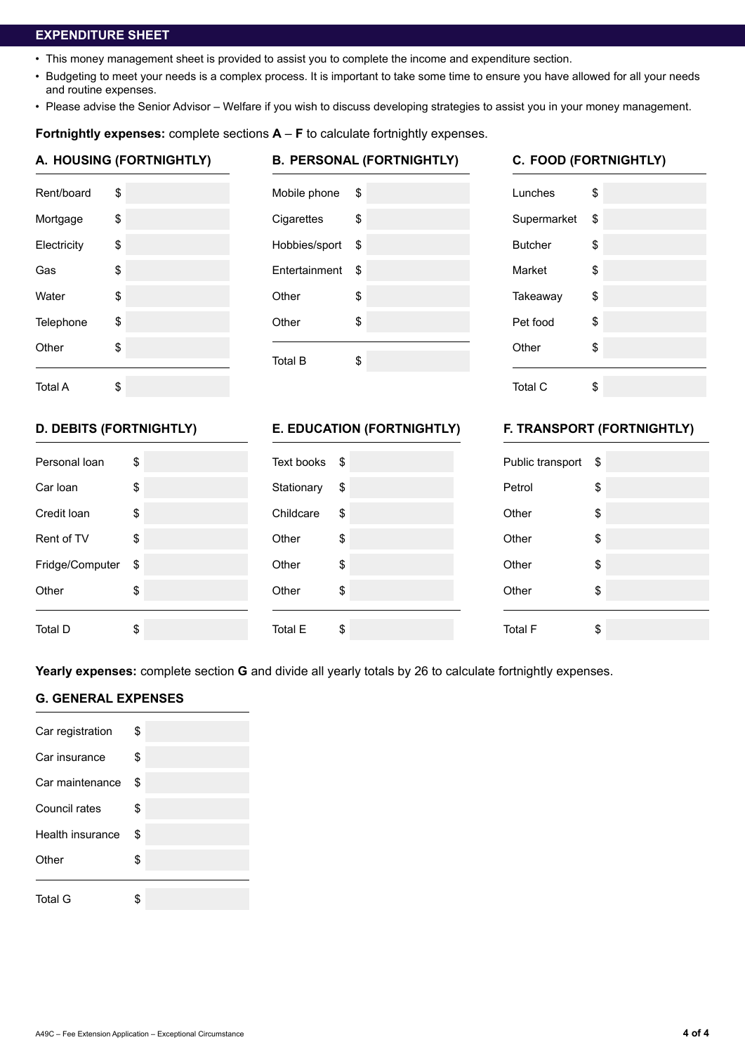## EXPENDITURE SHEET

- This money management sheet is provided to assist you to complete the income and expenditure section.
- Budgeting to meet your needs is a complex process. It is important to take some time to ensure you have allowed for all your needs and routine expenses.
- Please advise the Senior Advisor – Welfare if you wish to discuss developing strategies to assist you in your money management.

**Fortnightly expenses:** complete sections **A** – **F** to calculate fortnightly expenses.

### A. HOUSING (FORTNIGHTLY)

| | |
|---|---|
| Rent/board | $ |
| Mortgage | $ |
| Electricity | $ |
| Gas | $ |
| Water | $ |
| Telephone | $ |
| Other | $ |
| Total A | $ |

### B. PERSONAL (FORTNIGHTLY)

| | |
|---|---|
| Mobile phone | $ |
| Cigarettes | $ |
| Hobbies/sport | $ |
| Entertainment | $ |
| Other | $ |
| Other | $ |
| Total B | $ |

### C. FOOD (FORTNIGHTLY)

| | |
|---|---|
| Lunches | $ |
| Supermarket | $ |
| Butcher | $ |
| Market | $ |
| Takeaway | $ |
| Pet food | $ |
| Other | $ |
| Total C | $ |

### D. DEBITS (FORTNIGHTLY)

| | |
|---|---|
| Personal loan | $ |
| Car loan | $ |
| Credit loan | $ |
| Rent of TV | $ |
| Fridge/Computer | $ |
| Other | $ |
| Total D | $ |

### E. EDUCATION (FORTNIGHTLY)

| | |
|---|---|
| Text books | $ |
| Stationary | $ |
| Childcare | $ |
| Other | $ |
| Other | $ |
| Other | $ |
| Total E | $ |

### F. TRANSPORT (FORTNIGHTLY)

| | |
|---|---|
| Public transport | $ |
| Petrol | $ |
| Other | $ |
| Other | $ |
| Other | $ |
| Other | $ |
| Total F | $ |

**Yearly expenses:** complete section **G** and divide all yearly totals by 26 to calculate fortnightly expenses.

### G. GENERAL EXPENSES

| | |
|---|---|
| Car registration | $ |
| Car insurance | $ |
| Car maintenance | $ |
| Council rates | $ |
| Health insurance | $ |
| Other | $ |
| Total G | $ |

A49C – Fee Extension Application – Exceptional Circumstance